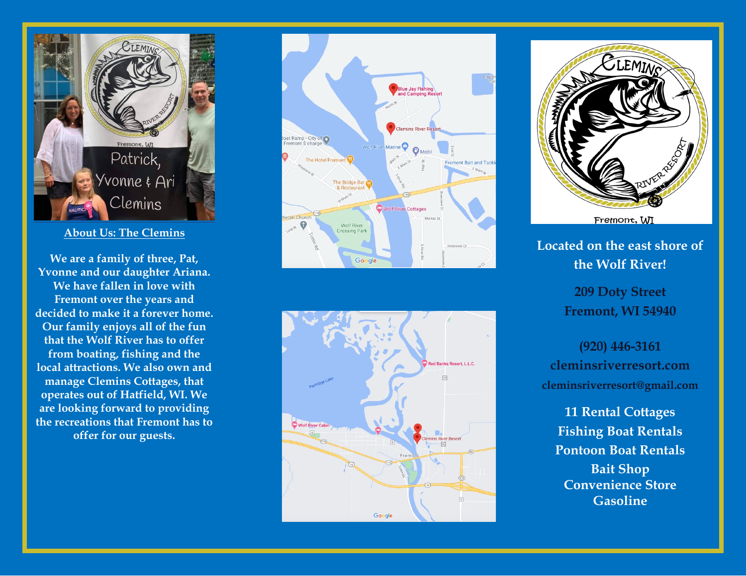## About Us: The Clemins

**We are a family of three, Pat, Yvonne and our daughter Ariana. We have fallen in love with Fremont over the years and decided to make it a forever home. Our family enjoys all of the fun that the Wolf River has to offer from boating, fishing and the local attractions. We also own and manage Clemins Cottages, that operates out of Hatfield, WI. We are looking forward to providing the recreations that Fremont has to offer for our guests.**

**Located on the east shore of the Wolf River!**

**209 Doty Street**
**Fremont, WI 54940**

**(920) 446-3161**
**cleminsriverresort.com**
**cleminsriverresort@gmail.com**

**11 Rental Cottages**
**Fishing Boat Rentals**
**Pontoon Boat Rentals**
**Bait Shop**
**Convenience Store**
**Gasoline**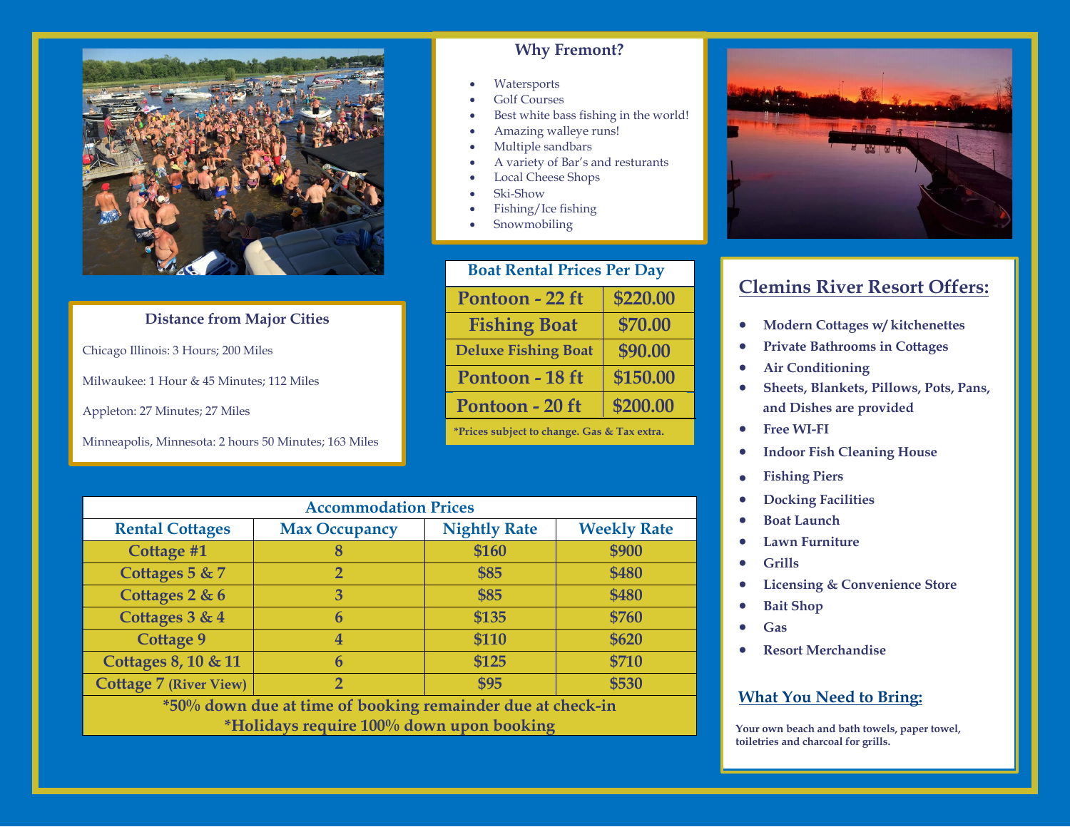### Why Fremont?

- Watersports
- Golf Courses
- Best white bass fishing in the world!
- Amazing walleye runs!
- Multiple sandbars
- A variety of Bar's and resturants
- Local Cheese Shops
- Ski-Show
- Fishing/Ice fishing
- Snowmobiling

### Distance from Major Cities

Chicago Illinois: 3 Hours; 200 Miles

Milwaukee: 1 Hour & 45 Minutes; 112 Miles

Appleton: 27 Minutes; 27 Miles

Minneapolis, Minnesota: 2 hours 50 Minutes; 163 Miles

| Boat Rental Prices Per Day | |
|---|---|
| Pontoon - 22 ft | $220.00 |
| Fishing Boat | $70.00 |
| Deluxe Fishing Boat | $90.00 |
| Pontoon - 18 ft | $150.00 |
| Pontoon - 20 ft | $200.00 |

*Prices subject to change. Gas & Tax extra.

### Accommodation Prices

| Rental Cottages | Max Occupancy | Nightly Rate | Weekly Rate |
|---|---|---|---|
| Cottage #1 | 8 | $160 | $900 |
| Cottages 5 & 7 | 2 | $85 | $480 |
| Cottages 2 & 6 | 3 | $85 | $480 |
| Cottages 3 & 4 | 6 | $135 | $760 |
| Cottage 9 | 4 | $110 | $620 |
| Cottages 8, 10 & 11 | 6 | $125 | $710 |
| Cottage 7 (River View) | 2 | $95 | $530 |

*50% down due at time of booking remainder due at check-in
*Holidays require 100% down upon booking

## Clemins River Resort Offers:

- **Modern Cottages w/ kitchenettes**
- **Private Bathrooms in Cottages**
- **Air Conditioning**
- **Sheets, Blankets, Pillows, Pots, Pans, and Dishes are provided**
- **Free WI-FI**
- **Indoor Fish Cleaning House**
- **Fishing Piers**
- **Docking Facilities**
- **Boat Launch**
- **Lawn Furniture**
- **Grills**
- **Licensing & Convenience Store**
- **Bait Shop**
- **Gas**
- **Resort Merchandise**

## What You Need to Bring:

**Your own beach and bath towels, paper towel, toiletries and charcoal for grills.**